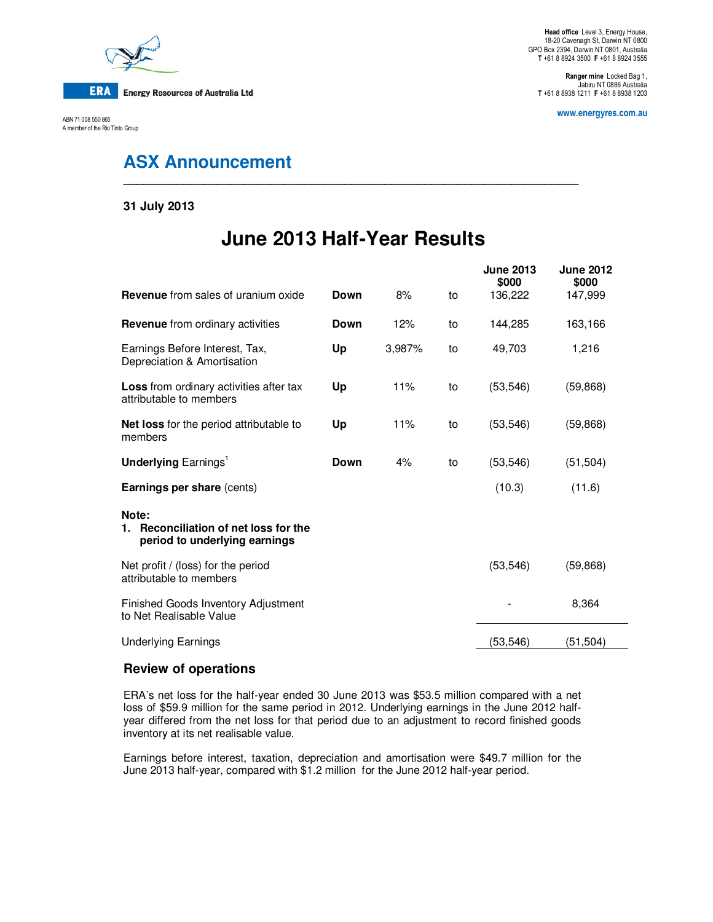ERA Energy Resources of Australia Ltd

ABN 71 008 550 865
A member of the Rio Tinto Group

**Head office** Level 3, Energy House, 18-20 Cavenagh St, Darwin NT 0800
GPO Box 2394, Darwin NT 0801, Australia
**T** +61 8 8924 3500 **F** +61 8 8924 3555

**Ranger mine** Locked Bag 1, Jabiru NT 0886 Australia
**T** +61 8 8938 1211 **F** +61 8 8938 1203

www.energyres.com.au

# ASX Announcement

**31 July 2013**

# June 2013 Half-Year Results

| | | | | June 2013 $000 | June 2012 $000 |
|---|---|---|---|---|---|
| **Revenue** from sales of uranium oxide | **Down** | 8% | to | 136,222 | 147,999 |
| **Revenue** from ordinary activities | **Down** | 12% | to | 144,285 | 163,166 |
| Earnings Before Interest, Tax, Depreciation & Amortisation | **Up** | 3,987% | to | 49,703 | 1,216 |
| **Loss** from ordinary activities after tax attributable to members | **Up** | 11% | to | (53,546) | (59,868) |
| **Net loss** for the period attributable to members | **Up** | 11% | to | (53,546) | (59,868) |
| **Underlying** Earnings[1] | **Down** | 4% | to | (53,546) | (51,504) |
| **Earnings per share** (cents) | | | | (10.3) | (11.6) |

**Note:**

1. **Reconciliation of net loss for the period to underlying earnings**

| | June 2013 | June 2012 |
|---|---|---|
| Net profit / (loss) for the period attributable to members | (53,546) | (59,868) |
| Finished Goods Inventory Adjustment to Net Realisable Value | - | 8,364 |
| Underlying Earnings | (53,546) | (51,504) |

## Review of operations

ERA's net loss for the half-year ended 30 June 2013 was $53.5 million compared with a net loss of $59.9 million for the same period in 2012. Underlying earnings in the June 2012 half-year differed from the net loss for that period due to an adjustment to record finished goods inventory at its net realisable value.

Earnings before interest, taxation, depreciation and amortisation were $49.7 million for the June 2013 half-year, compared with $1.2 million for the June 2012 half-year period.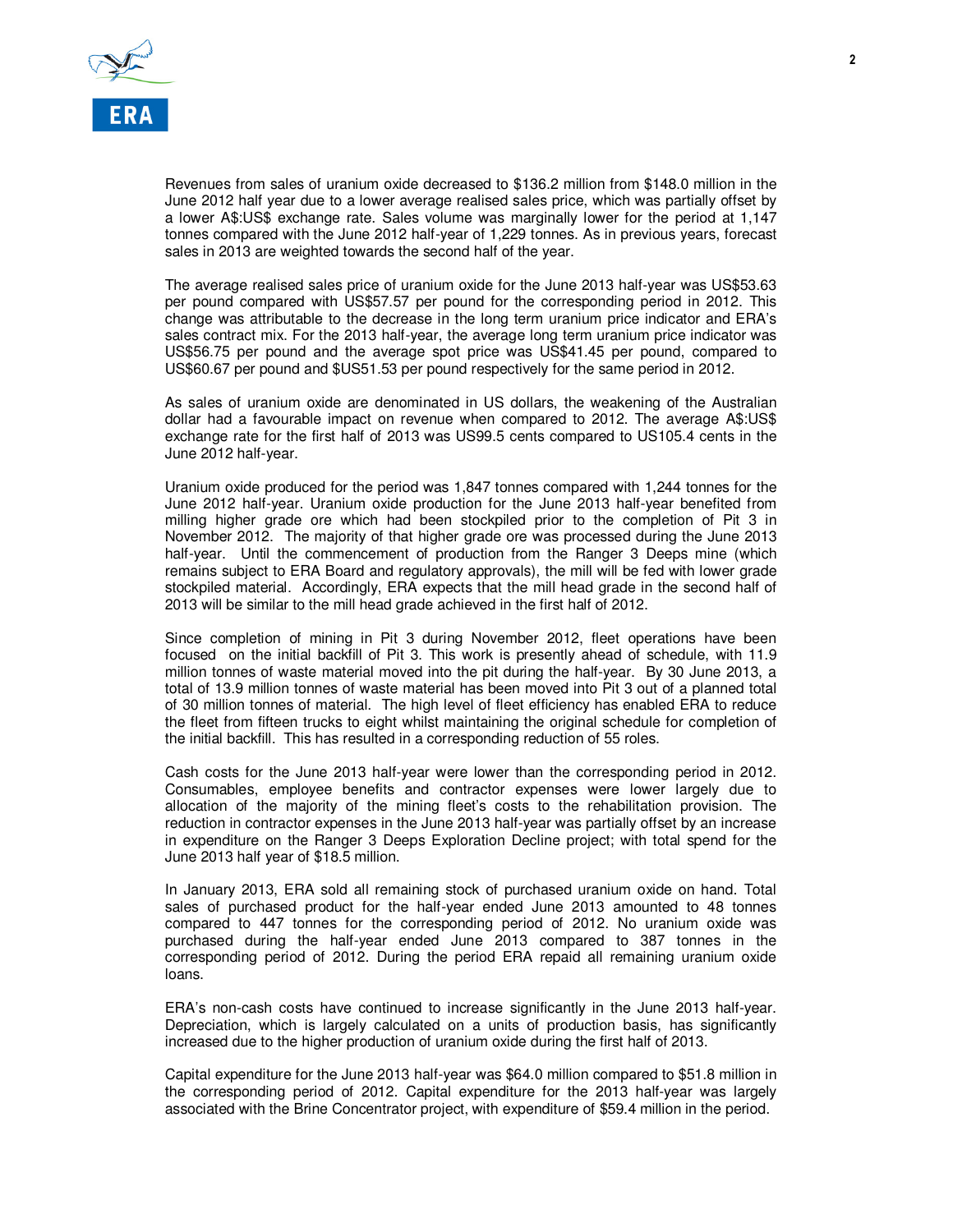Revenues from sales of uranium oxide decreased to $136.2 million from $148.0 million in the June 2012 half year due to a lower average realised sales price, which was partially offset by a lower A$:US$ exchange rate. Sales volume was marginally lower for the period at 1,147 tonnes compared with the June 2012 half-year of 1,229 tonnes. As in previous years, forecast sales in 2013 are weighted towards the second half of the year.

The average realised sales price of uranium oxide for the June 2013 half-year was US$53.63 per pound compared with US$57.57 per pound for the corresponding period in 2012. This change was attributable to the decrease in the long term uranium price indicator and ERA's sales contract mix. For the 2013 half-year, the average long term uranium price indicator was US$56.75 per pound and the average spot price was US$41.45 per pound, compared to US$60.67 per pound and $US51.53 per pound respectively for the same period in 2012.

As sales of uranium oxide are denominated in US dollars, the weakening of the Australian dollar had a favourable impact on revenue when compared to 2012. The average A$:US$ exchange rate for the first half of 2013 was US99.5 cents compared to US105.4 cents in the June 2012 half-year.

Uranium oxide produced for the period was 1,847 tonnes compared with 1,244 tonnes for the June 2012 half-year. Uranium oxide production for the June 2013 half-year benefited from milling higher grade ore which had been stockpiled prior to the completion of Pit 3 in November 2012. The majority of that higher grade ore was processed during the June 2013 half-year. Until the commencement of production from the Ranger 3 Deeps mine (which remains subject to ERA Board and regulatory approvals), the mill will be fed with lower grade stockpiled material. Accordingly, ERA expects that the mill head grade in the second half of 2013 will be similar to the mill head grade achieved in the first half of 2012.

Since completion of mining in Pit 3 during November 2012, fleet operations have been focused on the initial backfill of Pit 3. This work is presently ahead of schedule, with 11.9 million tonnes of waste material moved into the pit during the half-year. By 30 June 2013, a total of 13.9 million tonnes of waste material has been moved into Pit 3 out of a planned total of 30 million tonnes of material. The high level of fleet efficiency has enabled ERA to reduce the fleet from fifteen trucks to eight whilst maintaining the original schedule for completion of the initial backfill. This has resulted in a corresponding reduction of 55 roles.

Cash costs for the June 2013 half-year were lower than the corresponding period in 2012. Consumables, employee benefits and contractor expenses were lower largely due to allocation of the majority of the mining fleet's costs to the rehabilitation provision. The reduction in contractor expenses in the June 2013 half-year was partially offset by an increase in expenditure on the Ranger 3 Deeps Exploration Decline project; with total spend for the June 2013 half year of $18.5 million.

In January 2013, ERA sold all remaining stock of purchased uranium oxide on hand. Total sales of purchased product for the half-year ended June 2013 amounted to 48 tonnes compared to 447 tonnes for the corresponding period of 2012. No uranium oxide was purchased during the half-year ended June 2013 compared to 387 tonnes in the corresponding period of 2012. During the period ERA repaid all remaining uranium oxide loans.

ERA's non-cash costs have continued to increase significantly in the June 2013 half-year. Depreciation, which is largely calculated on a units of production basis, has significantly increased due to the higher production of uranium oxide during the first half of 2013.

Capital expenditure for the June 2013 half-year was $64.0 million compared to $51.8 million in the corresponding period of 2012. Capital expenditure for the 2013 half-year was largely associated with the Brine Concentrator project, with expenditure of $59.4 million in the period.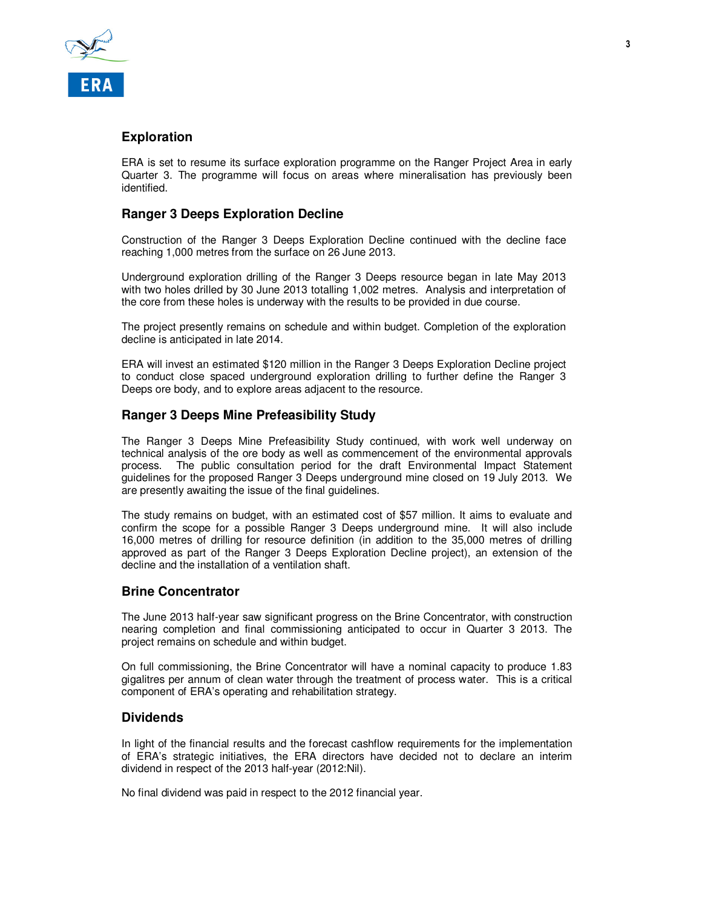## Exploration

ERA is set to resume its surface exploration programme on the Ranger Project Area in early Quarter 3. The programme will focus on areas where mineralisation has previously been identified.

## Ranger 3 Deeps Exploration Decline

Construction of the Ranger 3 Deeps Exploration Decline continued with the decline face reaching 1,000 metres from the surface on 26 June 2013.

Underground exploration drilling of the Ranger 3 Deeps resource began in late May 2013 with two holes drilled by 30 June 2013 totalling 1,002 metres. Analysis and interpretation of the core from these holes is underway with the results to be provided in due course.

The project presently remains on schedule and within budget. Completion of the exploration decline is anticipated in late 2014.

ERA will invest an estimated $120 million in the Ranger 3 Deeps Exploration Decline project to conduct close spaced underground exploration drilling to further define the Ranger 3 Deeps ore body, and to explore areas adjacent to the resource.

## Ranger 3 Deeps Mine Prefeasibility Study

The Ranger 3 Deeps Mine Prefeasibility Study continued, with work well underway on technical analysis of the ore body as well as commencement of the environmental approvals process. The public consultation period for the draft Environmental Impact Statement guidelines for the proposed Ranger 3 Deeps underground mine closed on 19 July 2013. We are presently awaiting the issue of the final guidelines.

The study remains on budget, with an estimated cost of $57 million. It aims to evaluate and confirm the scope for a possible Ranger 3 Deeps underground mine. It will also include 16,000 metres of drilling for resource definition (in addition to the 35,000 metres of drilling approved as part of the Ranger 3 Deeps Exploration Decline project), an extension of the decline and the installation of a ventilation shaft.

## Brine Concentrator

The June 2013 half-year saw significant progress on the Brine Concentrator, with construction nearing completion and final commissioning anticipated to occur in Quarter 3 2013. The project remains on schedule and within budget.

On full commissioning, the Brine Concentrator will have a nominal capacity to produce 1.83 gigalitres per annum of clean water through the treatment of process water. This is a critical component of ERA's operating and rehabilitation strategy.

## Dividends

In light of the financial results and the forecast cashflow requirements for the implementation of ERA's strategic initiatives, the ERA directors have decided not to declare an interim dividend in respect of the 2013 half-year (2012:Nil).

No final dividend was paid in respect to the 2012 financial year.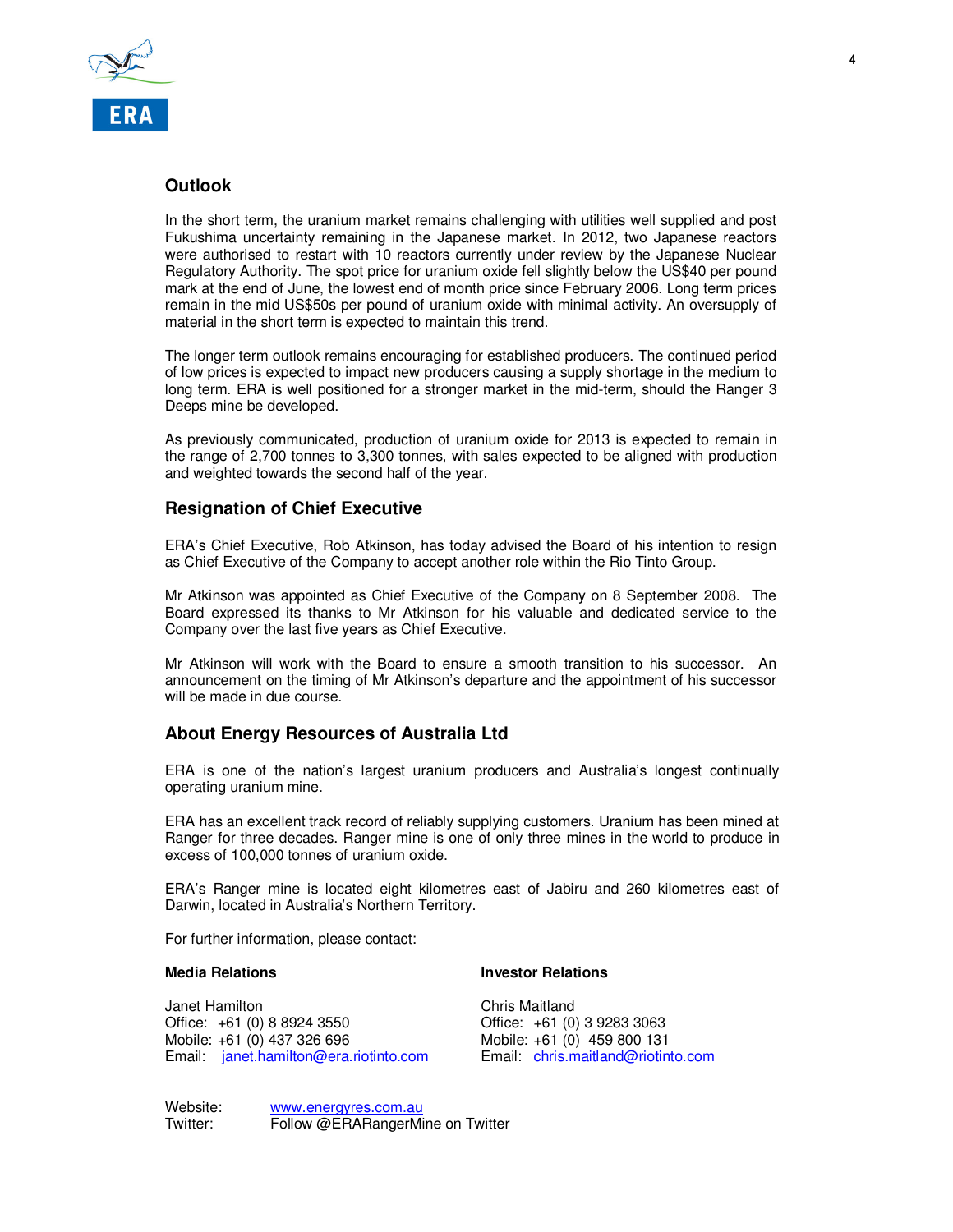## Outlook

In the short term, the uranium market remains challenging with utilities well supplied and post Fukushima uncertainty remaining in the Japanese market. In 2012, two Japanese reactors were authorised to restart with 10 reactors currently under review by the Japanese Nuclear Regulatory Authority. The spot price for uranium oxide fell slightly below the US$40 per pound mark at the end of June, the lowest end of month price since February 2006. Long term prices remain in the mid US$50s per pound of uranium oxide with minimal activity. An oversupply of material in the short term is expected to maintain this trend.

The longer term outlook remains encouraging for established producers. The continued period of low prices is expected to impact new producers causing a supply shortage in the medium to long term. ERA is well positioned for a stronger market in the mid-term, should the Ranger 3 Deeps mine be developed.

As previously communicated, production of uranium oxide for 2013 is expected to remain in the range of 2,700 tonnes to 3,300 tonnes, with sales expected to be aligned with production and weighted towards the second half of the year.

## Resignation of Chief Executive

ERA's Chief Executive, Rob Atkinson, has today advised the Board of his intention to resign as Chief Executive of the Company to accept another role within the Rio Tinto Group.

Mr Atkinson was appointed as Chief Executive of the Company on 8 September 2008. The Board expressed its thanks to Mr Atkinson for his valuable and dedicated service to the Company over the last five years as Chief Executive.

Mr Atkinson will work with the Board to ensure a smooth transition to his successor. An announcement on the timing of Mr Atkinson's departure and the appointment of his successor will be made in due course.

## About Energy Resources of Australia Ltd

ERA is one of the nation's largest uranium producers and Australia's longest continually operating uranium mine.

ERA has an excellent track record of reliably supplying customers. Uranium has been mined at Ranger for three decades. Ranger mine is one of only three mines in the world to produce in excess of 100,000 tonnes of uranium oxide.

ERA's Ranger mine is located eight kilometres east of Jabiru and 260 kilometres east of Darwin, located in Australia's Northern Territory.

For further information, please contact:

**Media Relations**

Janet Hamilton
Office: +61 (0) 8 8924 3550
Mobile: +61 (0) 437 326 696
Email: janet.hamilton@era.riotinto.com

**Investor Relations**

Chris Maitland
Office: +61 (0) 3 9283 3063
Mobile: +61 (0) 459 800 131
Email: chris.maitland@riotinto.com

Website: www.energyres.com.au
Twitter: Follow @ERARangerMine on Twitter